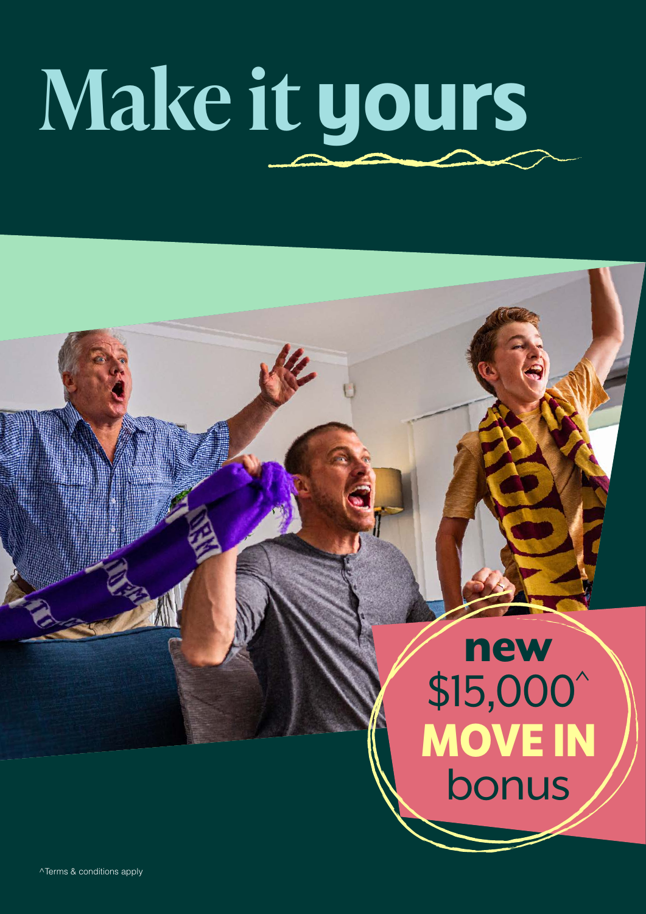# Make it yours

new
$15,000^
**MOVE IN**
bonus

^Terms & conditions apply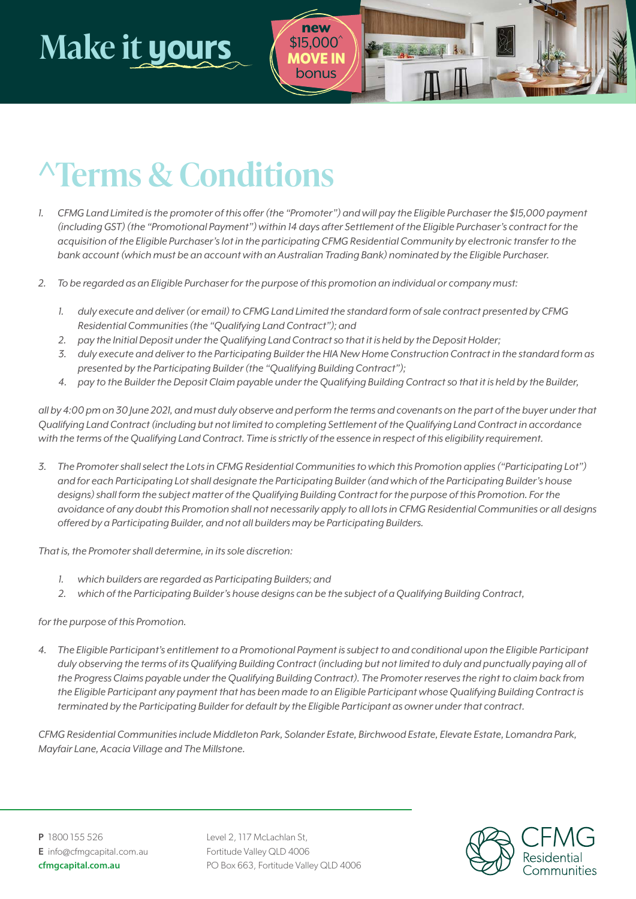# Make it yours

new $15,000^ MOVE IN bonus

# ^Terms & Conditions

1. *CFMG Land Limited is the promoter of this offer (the "Promoter") and will pay the Eligible Purchaser the $15,000 payment (including GST) (the "Promotional Payment") within 14 days after Settlement of the Eligible Purchaser's contract for the acquisition of the Eligible Purchaser's lot in the participating CFMG Residential Community by electronic transfer to the bank account (which must be an account with an Australian Trading Bank) nominated by the Eligible Purchaser.*

2. *To be regarded as an Eligible Purchaser for the purpose of this promotion an individual or company must:*

   1. *duly execute and deliver (or email) to CFMG Land Limited the standard form of sale contract presented by CFMG Residential Communities (the "Qualifying Land Contract"); and*
   2. *pay the Initial Deposit under the Qualifying Land Contract so that it is held by the Deposit Holder;*
   3. *duly execute and deliver to the Participating Builder the HIA New Home Construction Contract in the standard form as presented by the Participating Builder (the "Qualifying Building Contract");*
   4. *pay to the Builder the Deposit Claim payable under the Qualifying Building Contract so that it is held by the Builder,*

*all by 4:00 pm on 30 June 2021, and must duly observe and perform the terms and covenants on the part of the buyer under that Qualifying Land Contract (including but not limited to completing Settlement of the Qualifying Land Contract in accordance with the terms of the Qualifying Land Contract. Time is strictly of the essence in respect of this eligibility requirement.*

3. *The Promoter shall select the Lots in CFMG Residential Communities to which this Promotion applies ("Participating Lot") and for each Participating Lot shall designate the Participating Builder (and which of the Participating Builder's house designs) shall form the subject matter of the Qualifying Building Contract for the purpose of this Promotion. For the avoidance of any doubt this Promotion shall not necessarily apply to all lots in CFMG Residential Communities or all designs offered by a Participating Builder, and not all builders may be Participating Builders.*

*That is, the Promoter shall determine, in its sole discretion:*

   1. *which builders are regarded as Participating Builders; and*
   2. *which of the Participating Builder's house designs can be the subject of a Qualifying Building Contract,*

*for the purpose of this Promotion.*

4. *The Eligible Participant's entitlement to a Promotional Payment is subject to and conditional upon the Eligible Participant duly observing the terms of its Qualifying Building Contract (including but not limited to duly and punctually paying all of the Progress Claims payable under the Qualifying Building Contract). The Promoter reserves the right to claim back from the Eligible Participant any payment that has been made to an Eligible Participant whose Qualifying Building Contract is terminated by the Participating Builder for default by the Eligible Participant as owner under that contract.*

*CFMG Residential Communities include Middleton Park, Solander Estate, Birchwood Estate, Elevate Estate, Lomandra Park, Mayfair Lane, Acacia Village and The Millstone.*

**P** 1800 155 526
**E** info@cfmgcapital.com.au
**cfmgcapital.com.au**

Level 2, 117 McLachlan St,
Fortitude Valley QLD 4006
PO Box 663, Fortitude Valley QLD 4006

CFMG Residential Communities